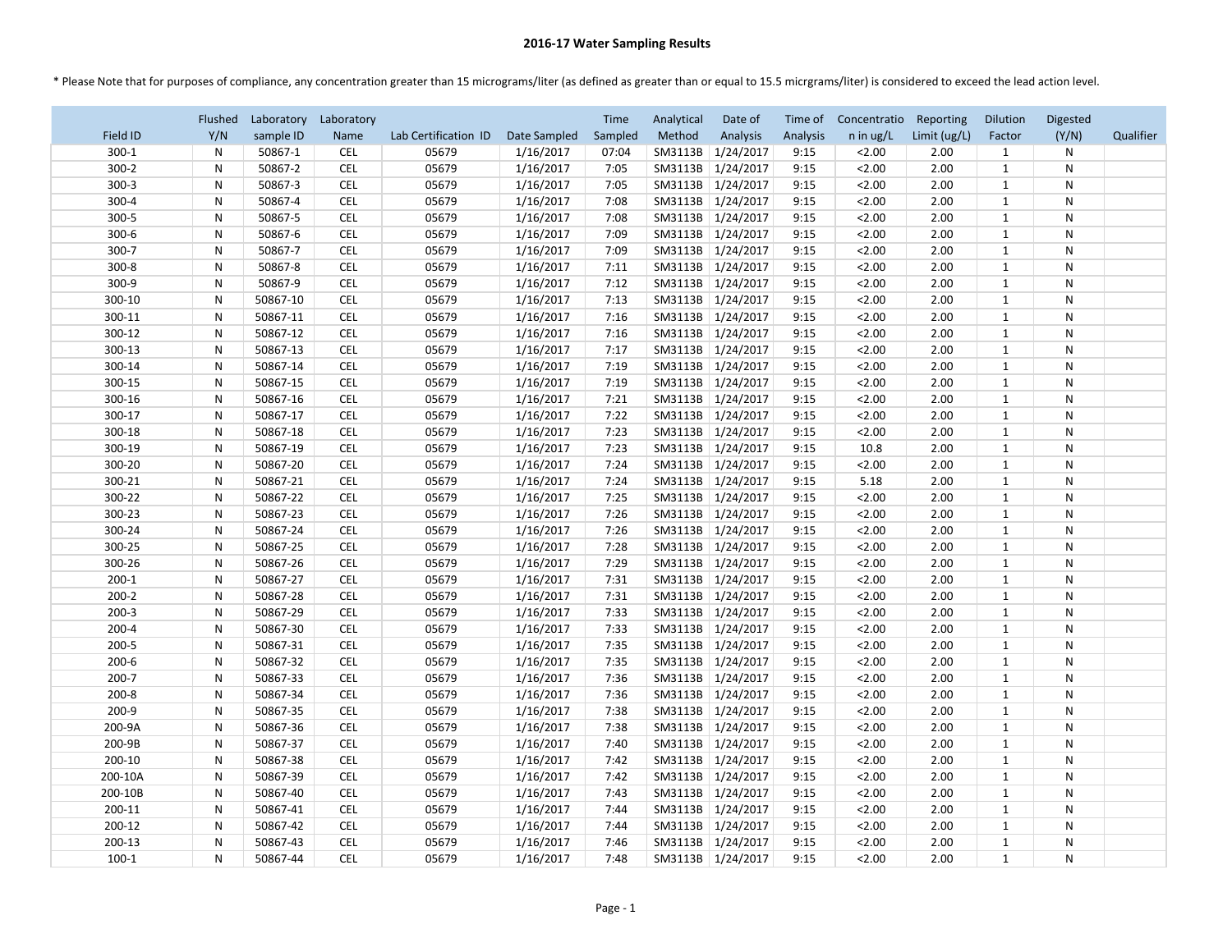# 2016-17 Water Sampling Results

* Please Note that for purposes of compliance, any concentration greater than 15 micrograms/liter (as defined as greater than or equal to 15.5 micrgrams/liter) is considered to exceed the lead action level.

| Field ID | Flushed Y/N | Laboratory sample ID | Laboratory Name | Lab Certification ID | Date Sampled | Time Sampled | Analytical Method | Date of Analysis | Time of Analysis | Concentration in ug/L | Reporting Limit (ug/L) | Dilution Factor | Digested (Y/N) | Qualifier |
|---|---|---|---|---|---|---|---|---|---|---|---|---|---|---|
| 300-1 | N | 50867-1 | CEL | 05679 | 1/16/2017 | 07:04 | SM3113B | 1/24/2017 | 9:15 | <2.00 | 2.00 | 1 | N | |
| 300-2 | N | 50867-2 | CEL | 05679 | 1/16/2017 | 7:05 | SM3113B | 1/24/2017 | 9:15 | <2.00 | 2.00 | 1 | N | |
| 300-3 | N | 50867-3 | CEL | 05679 | 1/16/2017 | 7:05 | SM3113B | 1/24/2017 | 9:15 | <2.00 | 2.00 | 1 | N | |
| 300-4 | N | 50867-4 | CEL | 05679 | 1/16/2017 | 7:08 | SM3113B | 1/24/2017 | 9:15 | <2.00 | 2.00 | 1 | N | |
| 300-5 | N | 50867-5 | CEL | 05679 | 1/16/2017 | 7:08 | SM3113B | 1/24/2017 | 9:15 | <2.00 | 2.00 | 1 | N | |
| 300-6 | N | 50867-6 | CEL | 05679 | 1/16/2017 | 7:09 | SM3113B | 1/24/2017 | 9:15 | <2.00 | 2.00 | 1 | N | |
| 300-7 | N | 50867-7 | CEL | 05679 | 1/16/2017 | 7:09 | SM3113B | 1/24/2017 | 9:15 | <2.00 | 2.00 | 1 | N | |
| 300-8 | N | 50867-8 | CEL | 05679 | 1/16/2017 | 7:11 | SM3113B | 1/24/2017 | 9:15 | <2.00 | 2.00 | 1 | N | |
| 300-9 | N | 50867-9 | CEL | 05679 | 1/16/2017 | 7:12 | SM3113B | 1/24/2017 | 9:15 | <2.00 | 2.00 | 1 | N | |
| 300-10 | N | 50867-10 | CEL | 05679 | 1/16/2017 | 7:13 | SM3113B | 1/24/2017 | 9:15 | <2.00 | 2.00 | 1 | N | |
| 300-11 | N | 50867-11 | CEL | 05679 | 1/16/2017 | 7:16 | SM3113B | 1/24/2017 | 9:15 | <2.00 | 2.00 | 1 | N | |
| 300-12 | N | 50867-12 | CEL | 05679 | 1/16/2017 | 7:16 | SM3113B | 1/24/2017 | 9:15 | <2.00 | 2.00 | 1 | N | |
| 300-13 | N | 50867-13 | CEL | 05679 | 1/16/2017 | 7:17 | SM3113B | 1/24/2017 | 9:15 | <2.00 | 2.00 | 1 | N | |
| 300-14 | N | 50867-14 | CEL | 05679 | 1/16/2017 | 7:19 | SM3113B | 1/24/2017 | 9:15 | <2.00 | 2.00 | 1 | N | |
| 300-15 | N | 50867-15 | CEL | 05679 | 1/16/2017 | 7:19 | SM3113B | 1/24/2017 | 9:15 | <2.00 | 2.00 | 1 | N | |
| 300-16 | N | 50867-16 | CEL | 05679 | 1/16/2017 | 7:21 | SM3113B | 1/24/2017 | 9:15 | <2.00 | 2.00 | 1 | N | |
| 300-17 | N | 50867-17 | CEL | 05679 | 1/16/2017 | 7:22 | SM3113B | 1/24/2017 | 9:15 | <2.00 | 2.00 | 1 | N | |
| 300-18 | N | 50867-18 | CEL | 05679 | 1/16/2017 | 7:23 | SM3113B | 1/24/2017 | 9:15 | <2.00 | 2.00 | 1 | N | |
| 300-19 | N | 50867-19 | CEL | 05679 | 1/16/2017 | 7:23 | SM3113B | 1/24/2017 | 9:15 | 10.8 | 2.00 | 1 | N | |
| 300-20 | N | 50867-20 | CEL | 05679 | 1/16/2017 | 7:24 | SM3113B | 1/24/2017 | 9:15 | <2.00 | 2.00 | 1 | N | |
| 300-21 | N | 50867-21 | CEL | 05679 | 1/16/2017 | 7:24 | SM3113B | 1/24/2017 | 9:15 | 5.18 | 2.00 | 1 | N | |
| 300-22 | N | 50867-22 | CEL | 05679 | 1/16/2017 | 7:25 | SM3113B | 1/24/2017 | 9:15 | <2.00 | 2.00 | 1 | N | |
| 300-23 | N | 50867-23 | CEL | 05679 | 1/16/2017 | 7:26 | SM3113B | 1/24/2017 | 9:15 | <2.00 | 2.00 | 1 | N | |
| 300-24 | N | 50867-24 | CEL | 05679 | 1/16/2017 | 7:26 | SM3113B | 1/24/2017 | 9:15 | <2.00 | 2.00 | 1 | N | |
| 300-25 | N | 50867-25 | CEL | 05679 | 1/16/2017 | 7:28 | SM3113B | 1/24/2017 | 9:15 | <2.00 | 2.00 | 1 | N | |
| 300-26 | N | 50867-26 | CEL | 05679 | 1/16/2017 | 7:29 | SM3113B | 1/24/2017 | 9:15 | <2.00 | 2.00 | 1 | N | |
| 200-1 | N | 50867-27 | CEL | 05679 | 1/16/2017 | 7:31 | SM3113B | 1/24/2017 | 9:15 | <2.00 | 2.00 | 1 | N | |
| 200-2 | N | 50867-28 | CEL | 05679 | 1/16/2017 | 7:31 | SM3113B | 1/24/2017 | 9:15 | <2.00 | 2.00 | 1 | N | |
| 200-3 | N | 50867-29 | CEL | 05679 | 1/16/2017 | 7:33 | SM3113B | 1/24/2017 | 9:15 | <2.00 | 2.00 | 1 | N | |
| 200-4 | N | 50867-30 | CEL | 05679 | 1/16/2017 | 7:33 | SM3113B | 1/24/2017 | 9:15 | <2.00 | 2.00 | 1 | N | |
| 200-5 | N | 50867-31 | CEL | 05679 | 1/16/2017 | 7:35 | SM3113B | 1/24/2017 | 9:15 | <2.00 | 2.00 | 1 | N | |
| 200-6 | N | 50867-32 | CEL | 05679 | 1/16/2017 | 7:35 | SM3113B | 1/24/2017 | 9:15 | <2.00 | 2.00 | 1 | N | |
| 200-7 | N | 50867-33 | CEL | 05679 | 1/16/2017 | 7:36 | SM3113B | 1/24/2017 | 9:15 | <2.00 | 2.00 | 1 | N | |
| 200-8 | N | 50867-34 | CEL | 05679 | 1/16/2017 | 7:36 | SM3113B | 1/24/2017 | 9:15 | <2.00 | 2.00 | 1 | N | |
| 200-9 | N | 50867-35 | CEL | 05679 | 1/16/2017 | 7:38 | SM3113B | 1/24/2017 | 9:15 | <2.00 | 2.00 | 1 | N | |
| 200-9A | N | 50867-36 | CEL | 05679 | 1/16/2017 | 7:38 | SM3113B | 1/24/2017 | 9:15 | <2.00 | 2.00 | 1 | N | |
| 200-9B | N | 50867-37 | CEL | 05679 | 1/16/2017 | 7:40 | SM3113B | 1/24/2017 | 9:15 | <2.00 | 2.00 | 1 | N | |
| 200-10 | N | 50867-38 | CEL | 05679 | 1/16/2017 | 7:42 | SM3113B | 1/24/2017 | 9:15 | <2.00 | 2.00 | 1 | N | |
| 200-10A | N | 50867-39 | CEL | 05679 | 1/16/2017 | 7:42 | SM3113B | 1/24/2017 | 9:15 | <2.00 | 2.00 | 1 | N | |
| 200-10B | N | 50867-40 | CEL | 05679 | 1/16/2017 | 7:43 | SM3113B | 1/24/2017 | 9:15 | <2.00 | 2.00 | 1 | N | |
| 200-11 | N | 50867-41 | CEL | 05679 | 1/16/2017 | 7:44 | SM3113B | 1/24/2017 | 9:15 | <2.00 | 2.00 | 1 | N | |
| 200-12 | N | 50867-42 | CEL | 05679 | 1/16/2017 | 7:44 | SM3113B | 1/24/2017 | 9:15 | <2.00 | 2.00 | 1 | N | |
| 200-13 | N | 50867-43 | CEL | 05679 | 1/16/2017 | 7:46 | SM3113B | 1/24/2017 | 9:15 | <2.00 | 2.00 | 1 | N | |
| 100-1 | N | 50867-44 | CEL | 05679 | 1/16/2017 | 7:48 | SM3113B | 1/24/2017 | 9:15 | <2.00 | 2.00 | 1 | N | |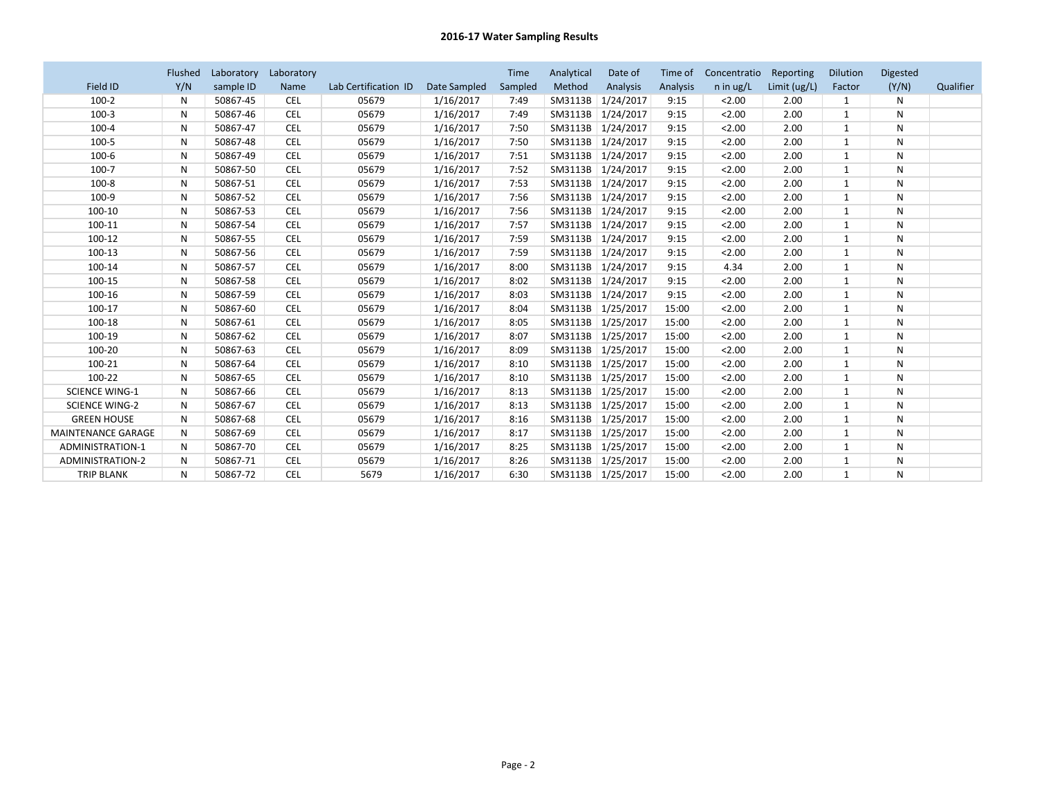## 2016-17 Water Sampling Results

| Field ID | Flushed Y/N | Laboratory sample ID | Laboratory Name | Lab Certification ID | Date Sampled | Time Sampled | Analytical Method | Date of Analysis | Time of Analysis | Concentration in ug/L | Reporting Limit (ug/L) | Dilution Factor | Digested (Y/N) | Qualifier |
|---|---|---|---|---|---|---|---|---|---|---|---|---|---|---|
| 100-2 | N | 50867-45 | CEL | 05679 | 1/16/2017 | 7:49 | SM3113B | 1/24/2017 | 9:15 | <2.00 | 2.00 | 1 | N | |
| 100-3 | N | 50867-46 | CEL | 05679 | 1/16/2017 | 7:49 | SM3113B | 1/24/2017 | 9:15 | <2.00 | 2.00 | 1 | N | |
| 100-4 | N | 50867-47 | CEL | 05679 | 1/16/2017 | 7:50 | SM3113B | 1/24/2017 | 9:15 | <2.00 | 2.00 | 1 | N | |
| 100-5 | N | 50867-48 | CEL | 05679 | 1/16/2017 | 7:50 | SM3113B | 1/24/2017 | 9:15 | <2.00 | 2.00 | 1 | N | |
| 100-6 | N | 50867-49 | CEL | 05679 | 1/16/2017 | 7:51 | SM3113B | 1/24/2017 | 9:15 | <2.00 | 2.00 | 1 | N | |
| 100-7 | N | 50867-50 | CEL | 05679 | 1/16/2017 | 7:52 | SM3113B | 1/24/2017 | 9:15 | <2.00 | 2.00 | 1 | N | |
| 100-8 | N | 50867-51 | CEL | 05679 | 1/16/2017 | 7:53 | SM3113B | 1/24/2017 | 9:15 | <2.00 | 2.00 | 1 | N | |
| 100-9 | N | 50867-52 | CEL | 05679 | 1/16/2017 | 7:56 | SM3113B | 1/24/2017 | 9:15 | <2.00 | 2.00 | 1 | N | |
| 100-10 | N | 50867-53 | CEL | 05679 | 1/16/2017 | 7:56 | SM3113B | 1/24/2017 | 9:15 | <2.00 | 2.00 | 1 | N | |
| 100-11 | N | 50867-54 | CEL | 05679 | 1/16/2017 | 7:57 | SM3113B | 1/24/2017 | 9:15 | <2.00 | 2.00 | 1 | N | |
| 100-12 | N | 50867-55 | CEL | 05679 | 1/16/2017 | 7:59 | SM3113B | 1/24/2017 | 9:15 | <2.00 | 2.00 | 1 | N | |
| 100-13 | N | 50867-56 | CEL | 05679 | 1/16/2017 | 7:59 | SM3113B | 1/24/2017 | 9:15 | <2.00 | 2.00 | 1 | N | |
| 100-14 | N | 50867-57 | CEL | 05679 | 1/16/2017 | 8:00 | SM3113B | 1/24/2017 | 9:15 | 4.34 | 2.00 | 1 | N | |
| 100-15 | N | 50867-58 | CEL | 05679 | 1/16/2017 | 8:02 | SM3113B | 1/24/2017 | 9:15 | <2.00 | 2.00 | 1 | N | |
| 100-16 | N | 50867-59 | CEL | 05679 | 1/16/2017 | 8:03 | SM3113B | 1/24/2017 | 9:15 | <2.00 | 2.00 | 1 | N | |
| 100-17 | N | 50867-60 | CEL | 05679 | 1/16/2017 | 8:04 | SM3113B | 1/25/2017 | 15:00 | <2.00 | 2.00 | 1 | N | |
| 100-18 | N | 50867-61 | CEL | 05679 | 1/16/2017 | 8:05 | SM3113B | 1/25/2017 | 15:00 | <2.00 | 2.00 | 1 | N | |
| 100-19 | N | 50867-62 | CEL | 05679 | 1/16/2017 | 8:07 | SM3113B | 1/25/2017 | 15:00 | <2.00 | 2.00 | 1 | N | |
| 100-20 | N | 50867-63 | CEL | 05679 | 1/16/2017 | 8:09 | SM3113B | 1/25/2017 | 15:00 | <2.00 | 2.00 | 1 | N | |
| 100-21 | N | 50867-64 | CEL | 05679 | 1/16/2017 | 8:10 | SM3113B | 1/25/2017 | 15:00 | <2.00 | 2.00 | 1 | N | |
| 100-22 | N | 50867-65 | CEL | 05679 | 1/16/2017 | 8:10 | SM3113B | 1/25/2017 | 15:00 | <2.00 | 2.00 | 1 | N | |
| SCIENCE WING-1 | N | 50867-66 | CEL | 05679 | 1/16/2017 | 8:13 | SM3113B | 1/25/2017 | 15:00 | <2.00 | 2.00 | 1 | N | |
| SCIENCE WING-2 | N | 50867-67 | CEL | 05679 | 1/16/2017 | 8:13 | SM3113B | 1/25/2017 | 15:00 | <2.00 | 2.00 | 1 | N | |
| GREEN HOUSE | N | 50867-68 | CEL | 05679 | 1/16/2017 | 8:16 | SM3113B | 1/25/2017 | 15:00 | <2.00 | 2.00 | 1 | N | |
| MAINTENANCE GARAGE | N | 50867-69 | CEL | 05679 | 1/16/2017 | 8:17 | SM3113B | 1/25/2017 | 15:00 | <2.00 | 2.00 | 1 | N | |
| ADMINISTRATION-1 | N | 50867-70 | CEL | 05679 | 1/16/2017 | 8:25 | SM3113B | 1/25/2017 | 15:00 | <2.00 | 2.00 | 1 | N | |
| ADMINISTRATION-2 | N | 50867-71 | CEL | 05679 | 1/16/2017 | 8:26 | SM3113B | 1/25/2017 | 15:00 | <2.00 | 2.00 | 1 | N | |
| TRIP BLANK | N | 50867-72 | CEL | 5679 | 1/16/2017 | 6:30 | SM3113B | 1/25/2017 | 15:00 | <2.00 | 2.00 | 1 | N | |